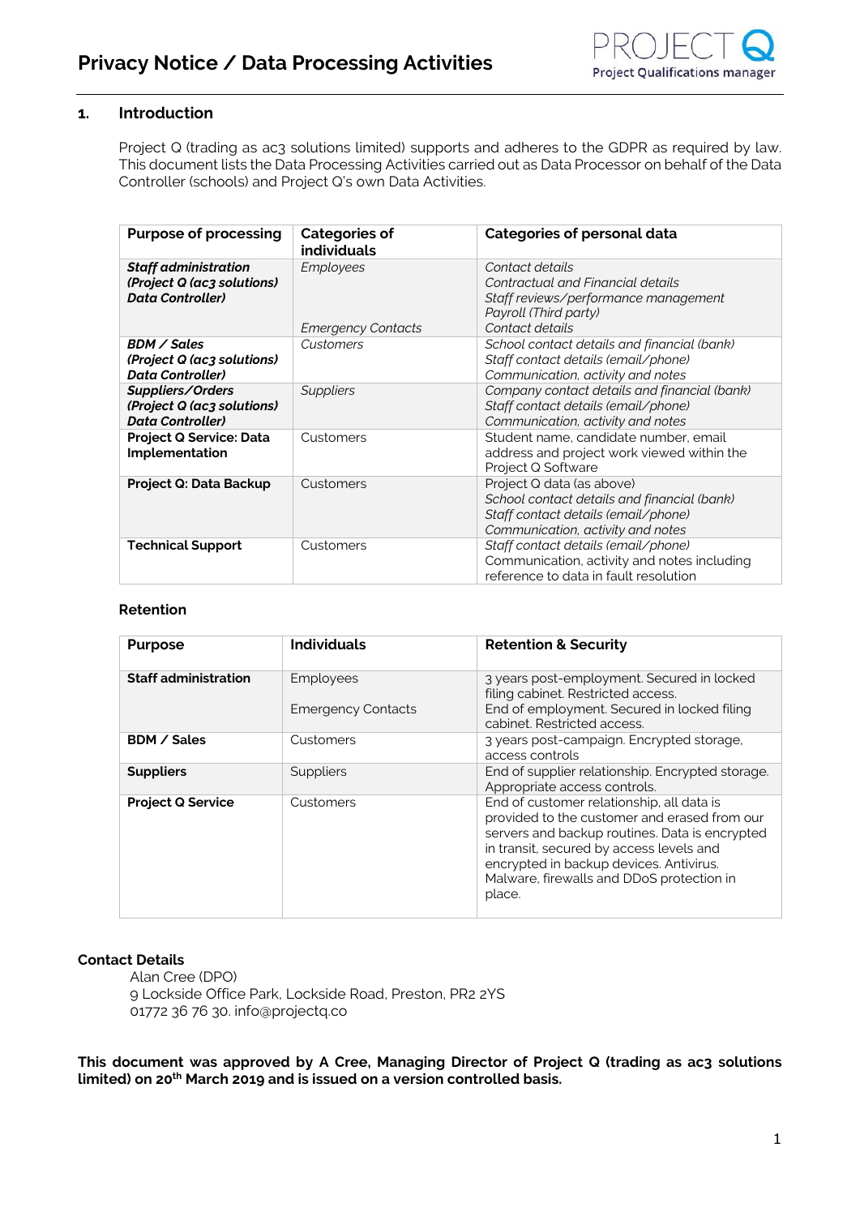# Privacy Notice / Data Processing Activities

## 1. Introduction

Project Q (trading as ac3 solutions limited) supports and adheres to the GDPR as required by law. This document lists the Data Processing Activities carried out as Data Processor on behalf of the Data Controller (schools) and Project Q's own Data Activities.

| Purpose of processing | Categories of individuals | Categories of personal data |
|---|---|---|
| ***Staff administration (Project Q (ac3 solutions) Data Controller)*** | *Employees*<br><br><br><br>*Emergency Contacts* | *Contact details*<br>*Contractual and Financial details*<br>*Staff reviews/performance management*<br>*Payroll (Third party)*<br>*Contact details* |
| ***BDM / Sales (Project Q (ac3 solutions) Data Controller)*** | *Customers* | *School contact details and financial (bank)*<br>*Staff contact details (email/phone)*<br>*Communication, activity and notes* |
| ***Suppliers/Orders (Project Q (ac3 solutions) Data Controller)*** | *Suppliers* | *Company contact details and financial (bank)*<br>*Staff contact details (email/phone)*<br>*Communication, activity and notes* |
| **Project Q Service: Data Implementation** | Customers | Student name, candidate number, email address and project work viewed within the Project Q Software |
| **Project Q: Data Backup** | Customers | Project Q data (as above)<br>*School contact details and financial (bank)*<br>*Staff contact details (email/phone)*<br>*Communication, activity and notes* |
| **Technical Support** | Customers | *Staff contact details (email/phone)*<br>Communication, activity and notes including reference to data in fault resolution |

### Retention

| Purpose | Individuals | Retention & Security |
|---|---|---|
| **Staff administration** | Employees<br><br>Emergency Contacts | 3 years post-employment. Secured in locked filing cabinet. Restricted access.<br>End of employment. Secured in locked filing cabinet. Restricted access. |
| **BDM / Sales** | Customers | 3 years post-campaign. Encrypted storage, access controls |
| **Suppliers** | Suppliers | End of supplier relationship. Encrypted storage. Appropriate access controls. |
| **Project Q Service** | Customers | End of customer relationship, all data is provided to the customer and erased from our servers and backup routines. Data is encrypted in transit, secured by access levels and encrypted in backup devices. Antivirus. Malware, firewalls and DDoS protection in place. |

**Contact Details**

Alan Cree (DPO)
9 Lockside Office Park, Lockside Road, Preston, PR2 2YS
01772 36 76 30. info@projectq.co

**This document was approved by A Cree, Managing Director of Project Q (trading as ac3 solutions limited) on 20th March 2019 and is issued on a version controlled basis.**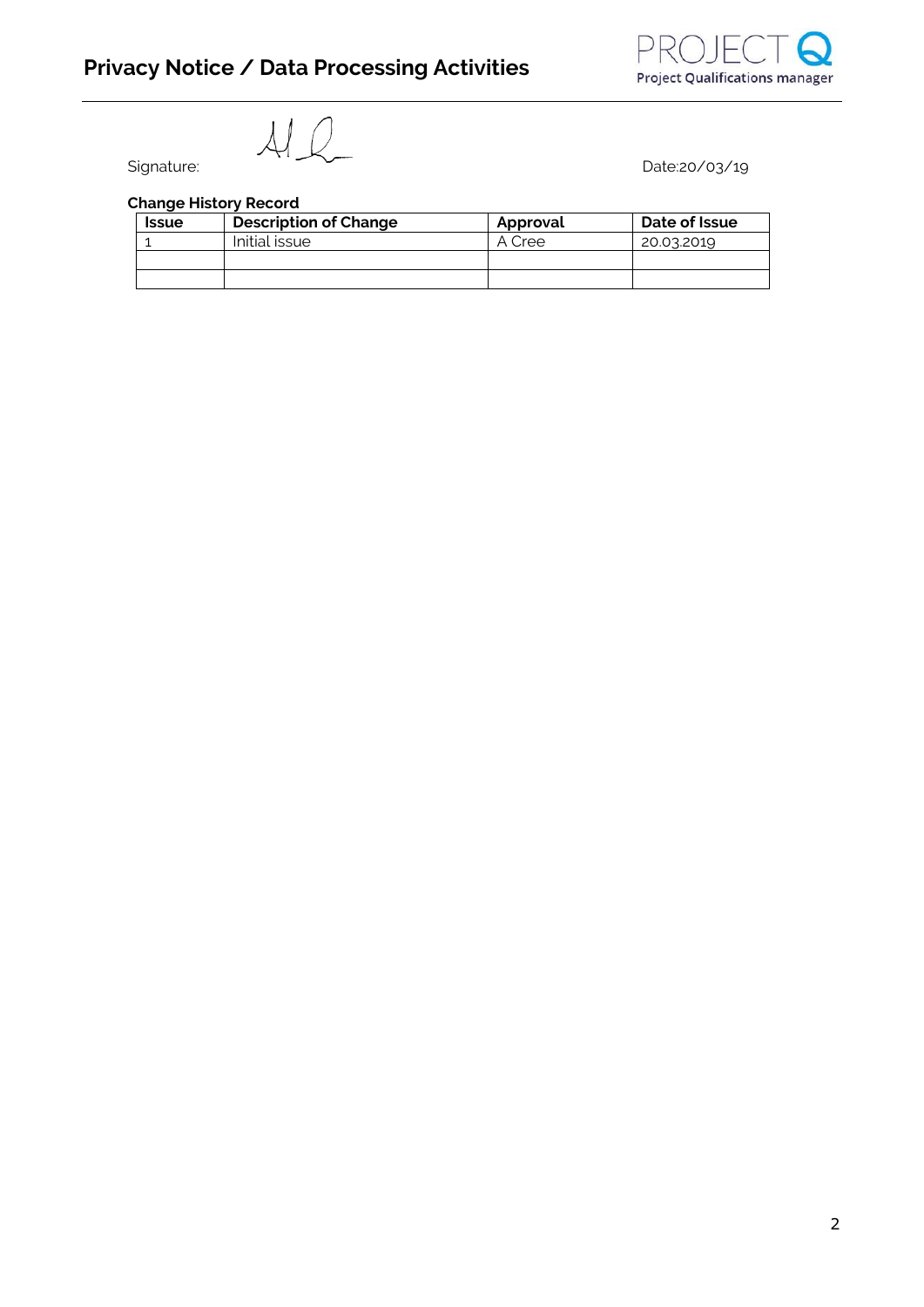Signature: Date:20/03/19

**Change History Record**

| Issue | Description of Change | Approval | Date of Issue |
|---|---|---|---|
| 1 | Initial issue | A Cree | 20.03.2019 |
| | | | |
| | | | |